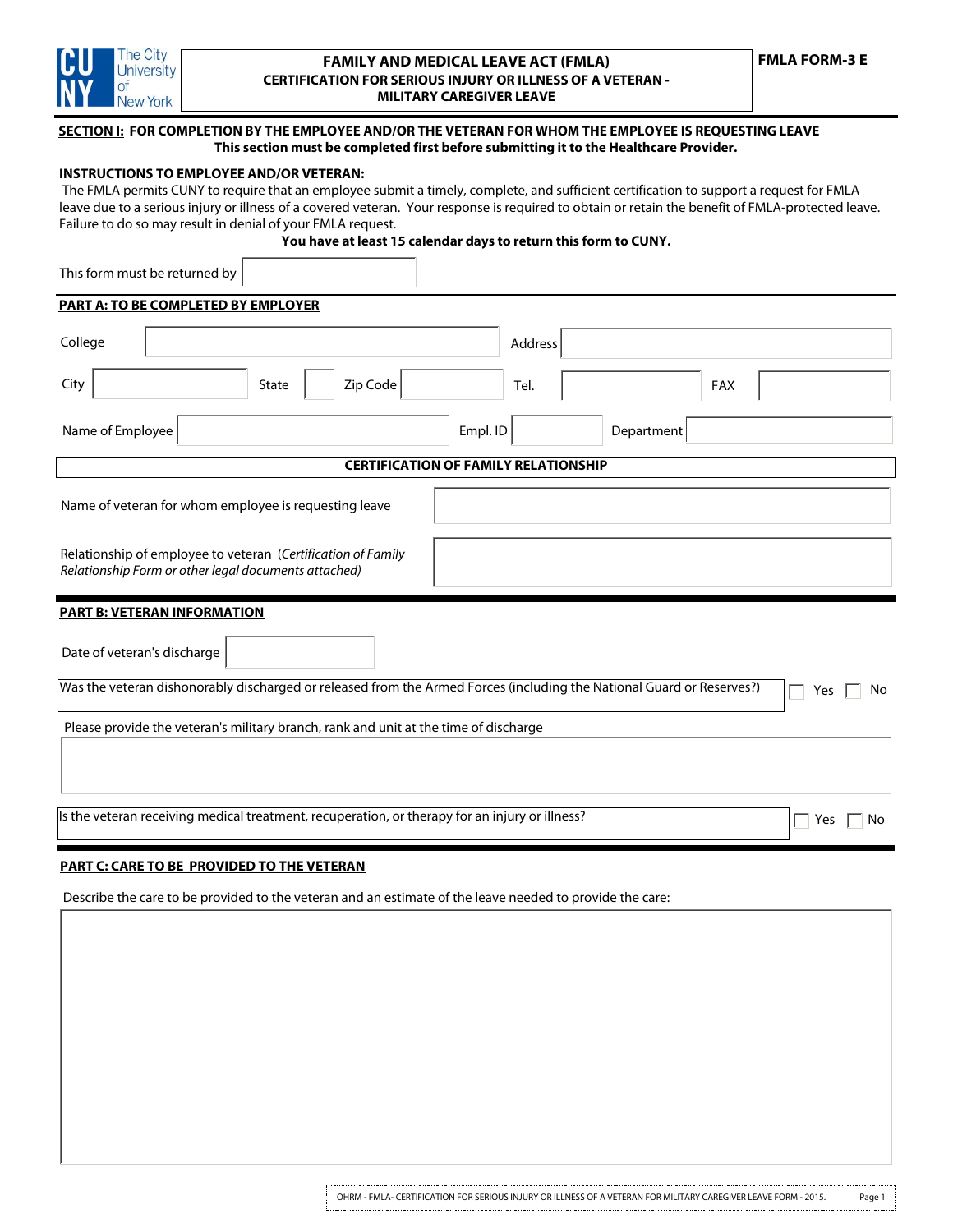**The City University of New York**

# FAMILY AND MEDICAL LEAVE ACT (FMLA)

## CERTIFICATION FOR SERIOUS INJURY OR ILLNESS OF A VETERAN - MILITARY CAREGIVER LEAVE

**FMLA FORM-3 E**

**SECTION I: FOR COMPLETION BY THE EMPLOYEE AND/OR THE VETERAN FOR WHOM THE EMPLOYEE IS REQUESTING LEAVE**

**This section must be completed first before submitting it to the Healthcare Provider.**

**INSTRUCTIONS TO EMPLOYEE AND/OR VETERAN:**

The FMLA permits CUNY to require that an employee submit a timely, complete, and sufficient certification to support a request for FMLA leave due to a serious injury or illness of a covered veteran. Your response is required to obtain or retain the benefit of FMLA-protected leave. Failure to do so may result in denial of your FMLA request.

**You have at least 15 calendar days to return this form to CUNY.**

This form must be returned by ______

### PART A: TO BE COMPLETED BY EMPLOYER

College ______ Address ______

City ______ State ______ Zip Code ______ Tel. ______ FAX ______

Name of Employee ______ Empl. ID ______ Department ______

**CERTIFICATION OF FAMILY RELATIONSHIP**

Name of veteran for whom employee is requesting leave ______

Relationship of employee to veteran (*Certification of Family Relationship Form or other legal documents attached)* ______

### PART B: VETERAN INFORMATION

Date of veteran's discharge ______

Was the veteran dishonorably discharged or released from the Armed Forces (including the National Guard or Reserves)? ☐ Yes ☐ No

Please provide the veteran's military branch, rank and unit at the time of discharge

______

Is the veteran receiving medical treatment, recuperation, or therapy for an injury or illness? ☐ Yes ☐ No

### PART C: CARE TO BE PROVIDED TO THE VETERAN

Describe the care to be provided to the veteran and an estimate of the leave needed to provide the care:

______

OHRM - FMLA- CERTIFICATION FOR SERIOUS INJURY OR ILLNESS OF A VETERAN FOR MILITARY CAREGIVER LEAVE FORM - 2015.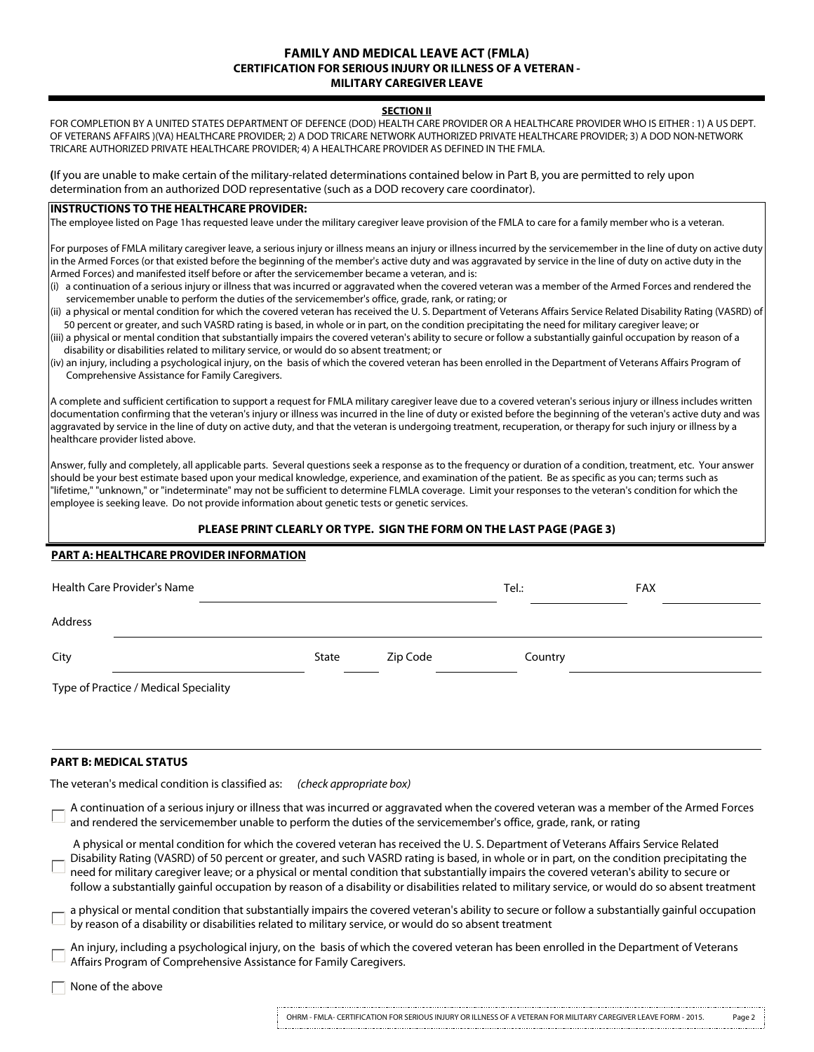# FAMILY AND MEDICAL LEAVE ACT (FMLA)
## CERTIFICATION FOR SERIOUS INJURY OR ILLNESS OF A VETERAN - MILITARY CAREGIVER LEAVE

**SECTION II**

FOR COMPLETION BY A UNITED STATES DEPARTMENT OF DEFENCE (DOD) HEALTH CARE PROVIDER OR A HEALTHCARE PROVIDER WHO IS EITHER : 1) A US DEPT. OF VETERANS AFFAIRS )(VA) HEALTHCARE PROVIDER; 2) A DOD TRICARE NETWORK AUTHORIZED PRIVATE HEALTHCARE PROVIDER; 3) A DOD NON-NETWORK TRICARE AUTHORIZED PRIVATE HEALTHCARE PROVIDER; 4) A HEALTHCARE PROVIDER AS DEFINED IN THE FMLA.

**(**If you are unable to make certain of the military-related determinations contained below in Part B, you are permitted to rely upon determination from an authorized DOD representative (such as a DOD recovery care coordinator).

**INSTRUCTIONS TO THE HEALTHCARE PROVIDER:**

The employee listed on Page 1has requested leave under the military caregiver leave provision of the FMLA to care for a family member who is a veteran.

For purposes of FMLA military caregiver leave, a serious injury or illness means an injury or illness incurred by the servicemember in the line of duty on active duty in the Armed Forces (or that existed before the beginning of the member's active duty and was aggravated by service in the line of duty on active duty in the Armed Forces) and manifested itself before or after the servicemember became a veteran, and is:

(i) a continuation of a serious injury or illness that was incurred or aggravated when the covered veteran was a member of the Armed Forces and rendered the servicemember unable to perform the duties of the servicemember's office, grade, rank, or rating; or
(ii) a physical or mental condition for which the covered veteran has received the U. S. Department of Veterans Affairs Service Related Disability Rating (VASRD) of 50 percent or greater, and such VASRD rating is based, in whole or in part, on the condition precipitating the need for military caregiver leave; or
(iii) a physical or mental condition that substantially impairs the covered veteran's ability to secure or follow a substantially gainful occupation by reason of a disability or disabilities related to military service, or would do so absent treatment; or
(iv) an injury, including a psychological injury, on the basis of which the covered veteran has been enrolled in the Department of Veterans Affairs Program of Comprehensive Assistance for Family Caregivers.

A complete and sufficient certification to support a request for FMLA military caregiver leave due to a covered veteran's serious injury or illness includes written documentation confirming that the veteran's injury or illness was incurred in the line of duty or existed before the beginning of the veteran's active duty and was aggravated by service in the line of duty on active duty, and that the veteran is undergoing treatment, recuperation, or therapy for such injury or illness by a healthcare provider listed above.

Answer, fully and completely, all applicable parts. Several questions seek a response as to the frequency or duration of a condition, treatment, etc. Your answer should be your best estimate based upon your medical knowledge, experience, and examination of the patient. Be as specific as you can; terms such as "lifetime," "unknown," or "indeterminate" may not be sufficient to determine FLMLA coverage. Limit your responses to the veteran's condition for which the employee is seeking leave. Do not provide information about genetic tests or genetic services.

**PLEASE PRINT CLEARLY OR TYPE. SIGN THE FORM ON THE LAST PAGE (PAGE 3)**

**PART A: HEALTHCARE PROVIDER INFORMATION**

Health Care Provider's Name ______________________ Tel.: __________ FAX __________

Address ______________________

City __________ State ______ Zip Code ______ Country __________

Type of Practice / Medical Speciality ______________________

**PART B: MEDICAL STATUS**

The veteran's medical condition is classified as: *(check appropriate box)*

☐ A continuation of a serious injury or illness that was incurred or aggravated when the covered veteran was a member of the Armed Forces and rendered the servicemember unable to perform the duties of the servicemember's office, grade, rank, or rating

☐ A physical or mental condition for which the covered veteran has received the U. S. Department of Veterans Affairs Service Related Disability Rating (VASRD) of 50 percent or greater, and such VASRD rating is based, in whole or in part, on the condition precipitating the need for military caregiver leave; or a physical or mental condition that substantially impairs the covered veteran's ability to secure or follow a substantially gainful occupation by reason of a disability or disabilities related to military service, or would do so absent treatment

☐ a physical or mental condition that substantially impairs the covered veteran's ability to secure or follow a substantially gainful occupation by reason of a disability or disabilities related to military service, or would do so absent treatment

☐ An injury, including a psychological injury, on the basis of which the covered veteran has been enrolled in the Department of Veterans Affairs Program of Comprehensive Assistance for Family Caregivers.

☐ None of the above

OHRM - FMLA- CERTIFICATION FOR SERIOUS INJURY OR ILLNESS OF A VETERAN FOR MILITARY CAREGIVER LEAVE FORM - 2015.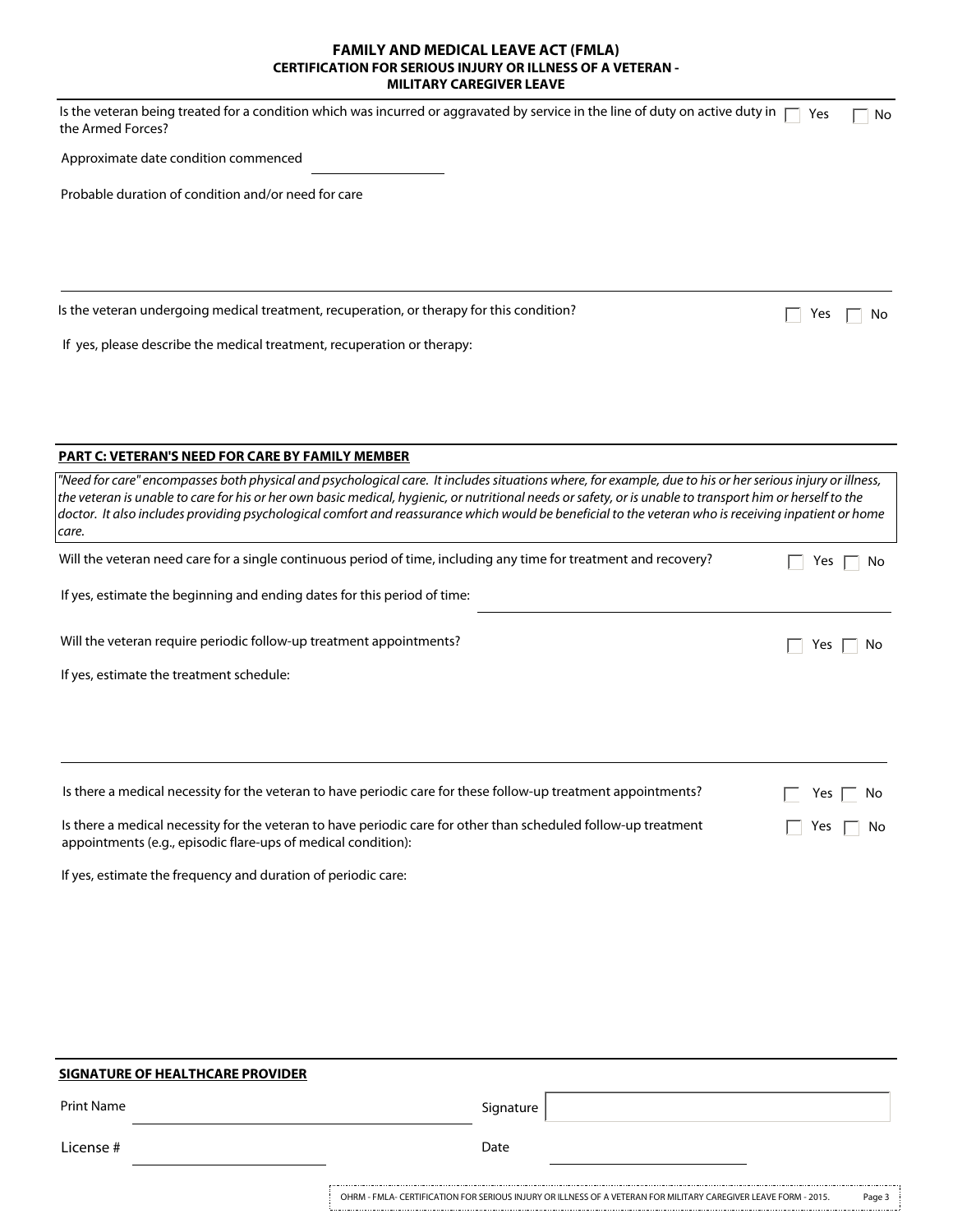# FAMILY AND MEDICAL LEAVE ACT (FMLA)
## CERTIFICATION FOR SERIOUS INJURY OR ILLNESS OF A VETERAN - MILITARY CAREGIVER LEAVE

Is the veteran being treated for a condition which was incurred or aggravated by service in the line of duty on active duty in the Armed Forces? ☐ Yes ☐ No

Approximate date condition commenced ____________________

Probable duration of condition and/or need for care

Is the veteran undergoing medical treatment, recuperation, or therapy for this condition? ☐ Yes ☐ No

If yes, please describe the medical treatment, recuperation or therapy:

**PART C: VETERAN'S NEED FOR CARE BY FAMILY MEMBER**

*"Need for care" encompasses both physical and psychological care. It includes situations where, for example, due to his or her serious injury or illness, the veteran is unable to care for his or her own basic medical, hygienic, or nutritional needs or safety, or is unable to transport him or herself to the doctor. It also includes providing psychological comfort and reassurance which would be beneficial to the veteran who is receiving inpatient or home care.*

Will the veteran need care for a single continuous period of time, including any time for treatment and recovery? ☐ Yes ☐ No

If yes, estimate the beginning and ending dates for this period of time: ____________________

Will the veteran require periodic follow-up treatment appointments? ☐ Yes ☐ No

If yes, estimate the treatment schedule:

Is there a medical necessity for the veteran to have periodic care for these follow-up treatment appointments? ☐ Yes ☐ No

Is there a medical necessity for the veteran to have periodic care for other than scheduled follow-up treatment appointments (e.g., episodic flare-ups of medical condition): ☐ Yes ☐ No

If yes, estimate the frequency and duration of periodic care:

**SIGNATURE OF HEALTHCARE PROVIDER**

Print Name ____________________ Signature ____________________

License # ____________________ Date ____________________

OHRM - FMLA- CERTIFICATION FOR SERIOUS INJURY OR ILLNESS OF A VETERAN FOR MILITARY CAREGIVER LEAVE FORM - 2015.